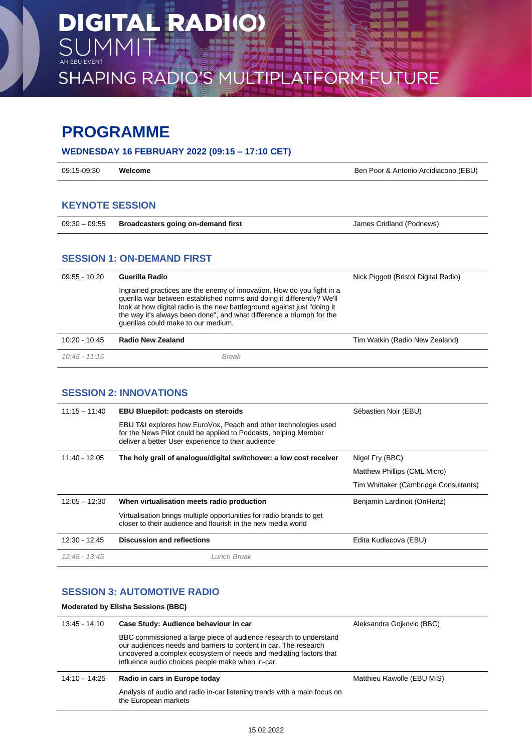# DIGITAL RADI(O) SUMMIT

AN EBU EVENT

SHAPING RADIO'S MULTIPLATFORM FUTURE

# PROGRAMME

### WEDNESDAY 16 FEBRUARY 2022 (09:15 – 17:10 CET)

| | | |
|---|---|---|
| 09:15-09:30 | **Welcome** | Ben Poor & Antonio Arcidiacono (EBU) |

## KEYNOTE SESSION

| | | |
|---|---|---|
| 09:30 – 09:55 | **Broadcasters going on-demand first** | James Cridland (Podnews) |

## SESSION 1: ON-DEMAND FIRST

| | | |
|---|---|---|
| 09:55 - 10:20 | **Guerilla Radio**<br>Ingrained practices are the enemy of innovation. How do you fight in a guerilla war between established norms and doing it differently? We'll look at how digital radio is the new battleground against just "doing it the way it's always been done", and what difference a triumph for the guerillas could make to our medium. | Nick Piggott (Bristol Digital Radio) |
| 10:20 - 10:45 | **Radio New Zealand** | Tim Watkin (Radio New Zealand) |
| *10:45 - 11:15* | *Break* | |

## SESSION 2: INNOVATIONS

| | | |
|---|---|---|
| 11:15 – 11:40 | **EBU Bluepilot: podcasts on steroids**<br>EBU T&I explores how EuroVox, Peach and other technologies used for the News Pilot could be applied to Podcasts, helping Member deliver a better User experience to their audience | Sébastien Noir (EBU) |
| 11:40 - 12:05 | **The holy grail of analogue/digital switchover: a low cost receiver** | Nigel Fry (BBC)<br>Matthew Phillips (CML Micro)<br>Tim Whittaker (Cambridge Consultants) |
| 12:05 – 12:30 | **When virtualisation meets radio production**<br>Virtualisation brings multiple opportunities for radio brands to get closer to their audience and flourish in the new media world | Benjamin Lardinoit (OnHertz) |
| 12:30 - 12:45 | **Discussion and reflections** | Edita Kudlacova (EBU) |
| *12:45 - 13:45* | *Lunch Break* | |

## SESSION 3: AUTOMOTIVE RADIO

**Moderated by Elisha Sessions (BBC)**

| | | |
|---|---|---|
| 13:45 - 14:10 | **Case Study: Audience behaviour in car**<br>BBC commissioned a large piece of audience research to understand our audiences needs and barriers to content in car. The research uncovered a complex ecosystem of needs and mediating factors that influence audio choices people make when in-car. | Aleksandra Gojkovic (BBC) |
| 14:10 – 14:25 | **Radio in cars in Europe today**<br>Analysis of audio and radio in-car listening trends with a main focus on the European markets | Matthieu Rawolle (EBU MIS) |

15.02.2022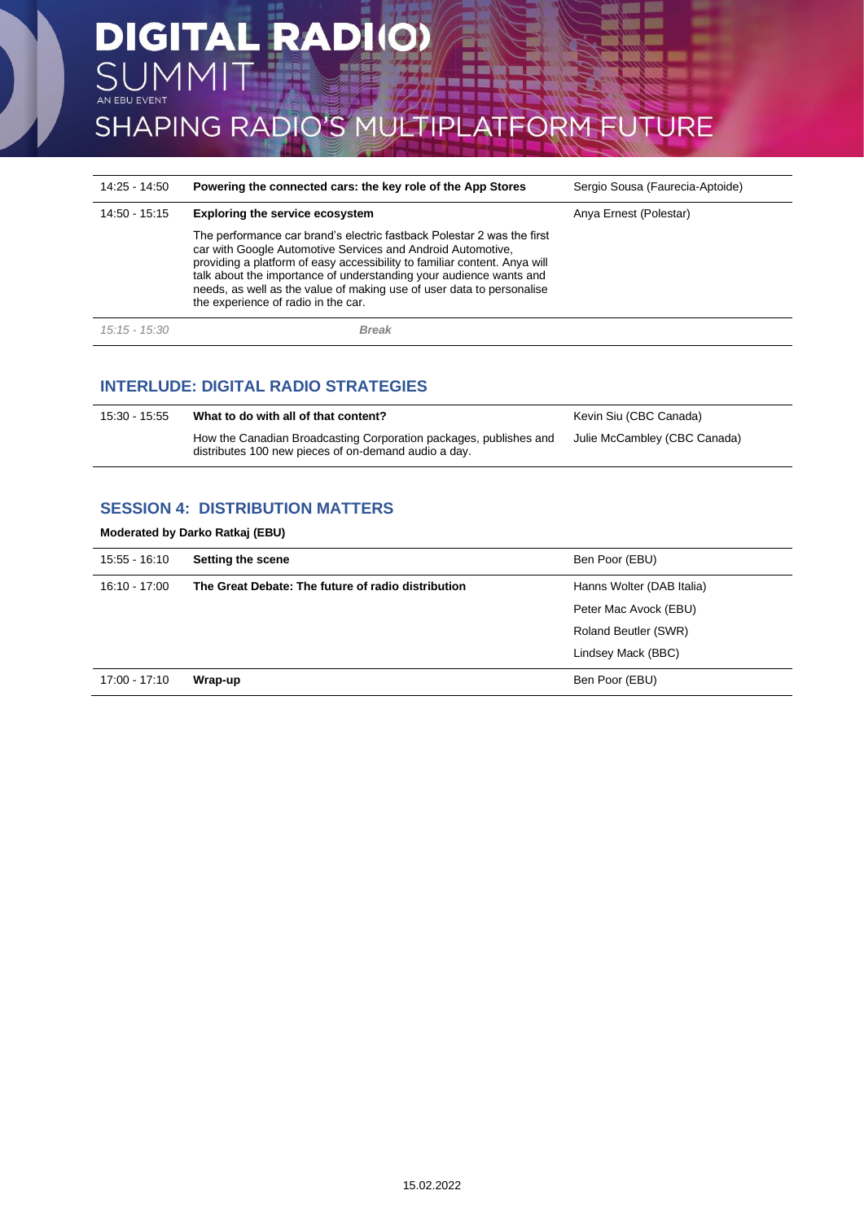| | | |
|---|---|---|
| 14:25 - 14:50 | **Powering the connected cars: the key role of the App Stores** | Sergio Sousa (Faurecia-Aptoide) |
| 14:50 - 15:15 | **Exploring the service ecosystem**<br>The performance car brand's electric fastback Polestar 2 was the first car with Google Automotive Services and Android Automotive, providing a platform of easy accessibility to familiar content. Anya will talk about the importance of understanding your audience wants and needs, as well as the value of making use of user data to personalise the experience of radio in the car. | Anya Ernest (Polestar) |
| *15:15 - 15:30* | ***Break*** | |

## INTERLUDE: DIGITAL RADIO STRATEGIES

| | | |
|---|---|---|
| 15:30 - 15:55 | **What to do with all of that content?**<br>How the Canadian Broadcasting Corporation packages, publishes and distributes 100 new pieces of on-demand audio a day. | Kevin Siu (CBC Canada)<br>Julie McCambley (CBC Canada) |

## SESSION 4: DISTRIBUTION MATTERS

**Moderated by Darko Ratkaj (EBU)**

| | | |
|---|---|---|
| 15:55 - 16:10 | **Setting the scene** | Ben Poor (EBU) |
| 16:10 - 17:00 | **The Great Debate: The future of radio distribution** | Hanns Wolter (DAB Italia)<br>Peter Mac Avock (EBU)<br>Roland Beutler (SWR)<br>Lindsey Mack (BBC) |
| 17:00 - 17:10 | **Wrap-up** | Ben Poor (EBU) |

15.02.2022